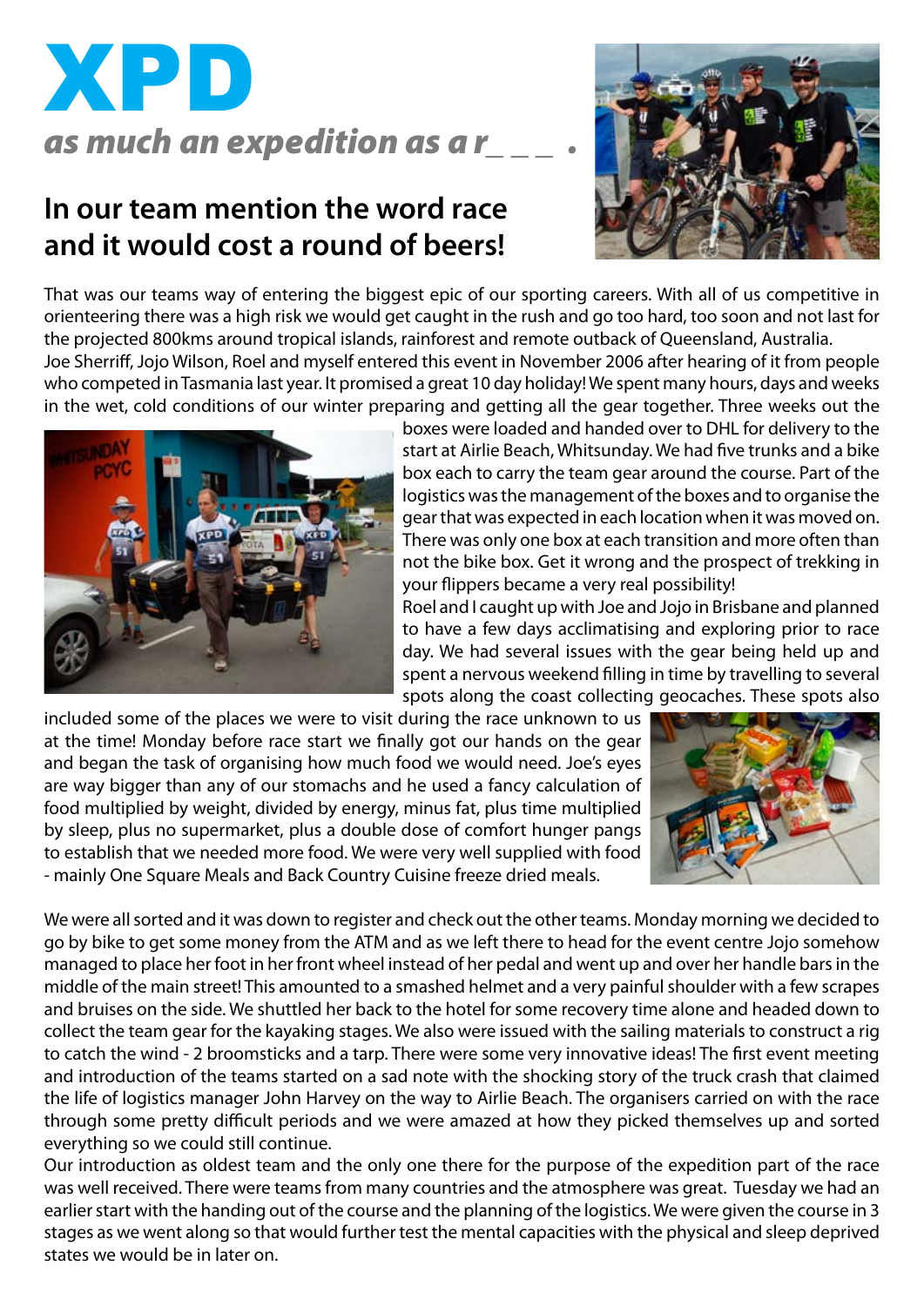# XPD

***as much an expedition as a r_ _ _ .***

## In our team mention the word race and it would cost a round of beers!

That was our teams way of entering the biggest epic of our sporting careers. With all of us competitive in orienteering there was a high risk we would get caught in the rush and go too hard, too soon and not last for the projected 800kms around tropical islands, rainforest and remote outback of Queensland, Australia.

Joe Sherriff, Jojo Wilson, Roel and myself entered this event in November 2006 after hearing of it from people who competed in Tasmania last year. It promised a great 10 day holiday! We spent many hours, days and weeks in the wet, cold conditions of our winter preparing and getting all the gear together. Three weeks out the boxes were loaded and handed over to DHL for delivery to the start at Airlie Beach, Whitsunday. We had five trunks and a bike box each to carry the team gear around the course. Part of the logistics was the management of the boxes and to organise the gear that was expected in each location when it was moved on. There was only one box at each transition and more often than not the bike box. Get it wrong and the prospect of trekking in your flippers became a very real possibility!

Roel and I caught up with Joe and Jojo in Brisbane and planned to have a few days acclimatising and exploring prior to race day. We had several issues with the gear being held up and spent a nervous weekend filling in time by travelling to several spots along the coast collecting geocaches. These spots also included some of the places we were to visit during the race unknown to us at the time! Monday before race start we finally got our hands on the gear and began the task of organising how much food we would need. Joe's eyes are way bigger than any of our stomachs and he used a fancy calculation of food multiplied by weight, divided by energy, minus fat, plus time multiplied by sleep, plus no supermarket, plus a double dose of comfort hunger pangs to establish that we needed more food. We were very well supplied with food - mainly One Square Meals and Back Country Cuisine freeze dried meals.

We were all sorted and it was down to register and check out the other teams. Monday morning we decided to go by bike to get some money from the ATM and as we left there to head for the event centre Jojo somehow managed to place her foot in her front wheel instead of her pedal and went up and over her handle bars in the middle of the main street! This amounted to a smashed helmet and a very painful shoulder with a few scrapes and bruises on the side. We shuttled her back to the hotel for some recovery time alone and headed down to collect the team gear for the kayaking stages. We also were issued with the sailing materials to construct a rig to catch the wind - 2 broomsticks and a tarp. There were some very innovative ideas! The first event meeting and introduction of the teams started on a sad note with the shocking story of the truck crash that claimed the life of logistics manager John Harvey on the way to Airlie Beach. The organisers carried on with the race through some pretty difficult periods and we were amazed at how they picked themselves up and sorted everything so we could still continue.

Our introduction as oldest team and the only one there for the purpose of the expedition part of the race was well received. There were teams from many countries and the atmosphere was great. Tuesday we had an earlier start with the handing out of the course and the planning of the logistics. We were given the course in 3 stages as we went along so that would further test the mental capacities with the physical and sleep deprived states we would be in later on.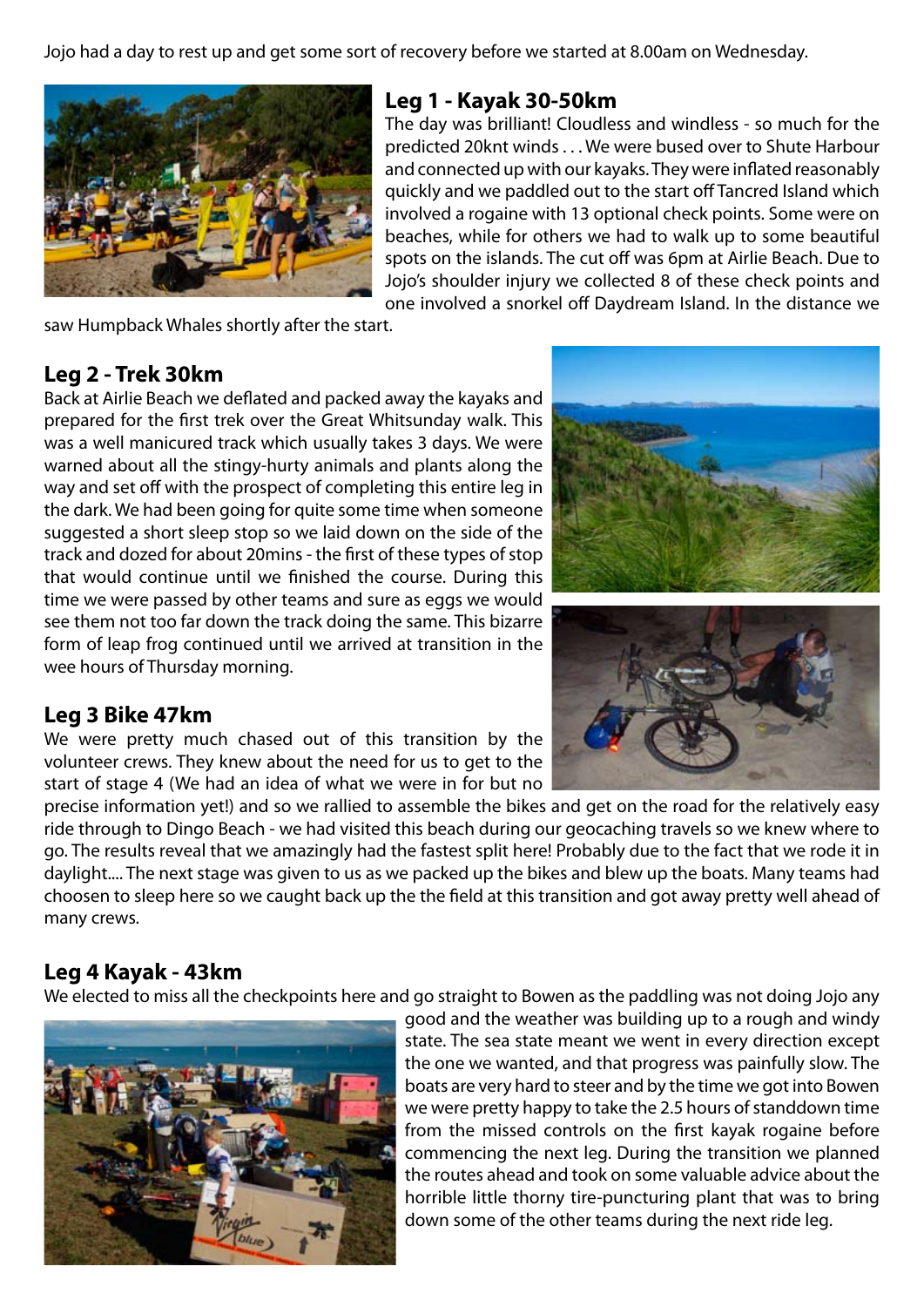Jojo had a day to rest up and get some sort of recovery before we started at 8.00am on Wednesday.

## Leg 1 - Kayak 30-50km

The day was brilliant! Cloudless and windless - so much for the predicted 20knt winds . . . We were bused over to Shute Harbour and connected up with our kayaks. They were inflated reasonably quickly and we paddled out to the start off Tancred Island which involved a rogaine with 13 optional check points. Some were on beaches, while for others we had to walk up to some beautiful spots on the islands. The cut off was 6pm at Airlie Beach. Due to Jojo's shoulder injury we collected 8 of these check points and one involved a snorkel off Daydream Island. In the distance we saw Humpback Whales shortly after the start.

## Leg 2 - Trek 30km

Back at Airlie Beach we deflated and packed away the kayaks and prepared for the first trek over the Great Whitsunday walk. This was a well manicured track which usually takes 3 days. We were warned about all the stingy-hurty animals and plants along the way and set off with the prospect of completing this entire leg in the dark. We had been going for quite some time when someone suggested a short sleep stop so we laid down on the side of the track and dozed for about 20mins - the first of these types of stop that would continue until we finished the course. During this time we were passed by other teams and sure as eggs we would see them not too far down the track doing the same. This bizarre form of leap frog continued until we arrived at transition in the wee hours of Thursday morning.

## Leg 3 Bike 47km

We were pretty much chased out of this transition by the volunteer crews. They knew about the need for us to get to the start of stage 4 (We had an idea of what we were in for but no precise information yet!) and so we rallied to assemble the bikes and get on the road for the relatively easy ride through to Dingo Beach - we had visited this beach during our geocaching travels so we knew where to go. The results reveal that we amazingly had the fastest split here! Probably due to the fact that we rode it in daylight.... The next stage was given to us as we packed up the bikes and blew up the boats. Many teams had choosen to sleep here so we caught back up the the field at this transition and got away pretty well ahead of many crews.

## Leg 4 Kayak - 43km

We elected to miss all the checkpoints here and go straight to Bowen as the paddling was not doing Jojo any good and the weather was building up to a rough and windy state. The sea state meant we went in every direction except the one we wanted, and that progress was painfully slow. The boats are very hard to steer and by the time we got into Bowen we were pretty happy to take the 2.5 hours of standdown time from the missed controls on the first kayak rogaine before commencing the next leg. During the transition we planned the routes ahead and took on some valuable advice about the horrible little thorny tire-puncturing plant that was to bring down some of the other teams during the next ride leg.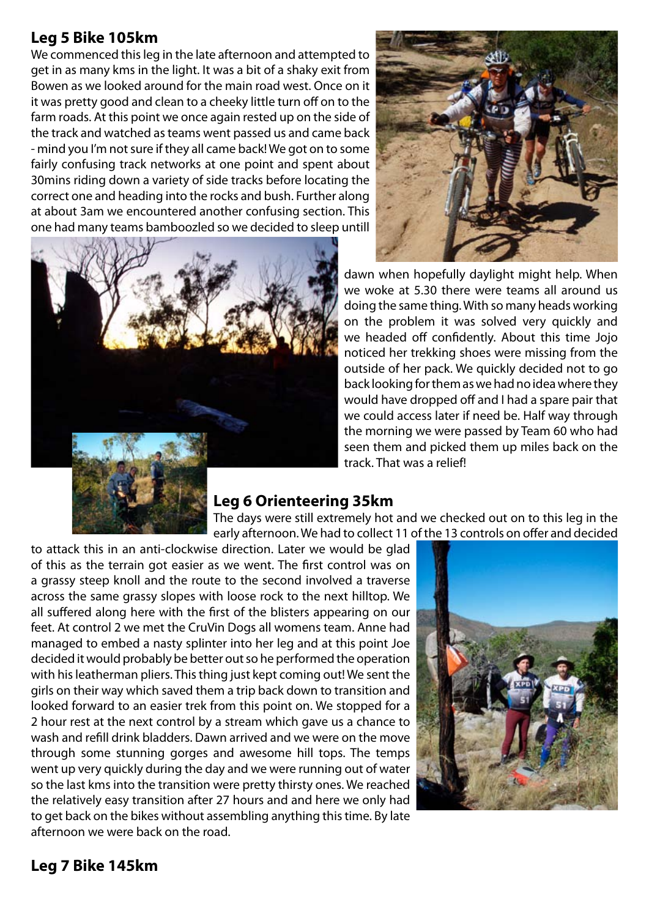## Leg 5 Bike 105km

We commenced this leg in the late afternoon and attempted to get in as many kms in the light. It was a bit of a shaky exit from Bowen as we looked around for the main road west. Once on it it was pretty good and clean to a cheeky little turn off on to the farm roads. At this point we once again rested up on the side of the track and watched as teams went passed us and came back - mind you I'm not sure if they all came back! We got on to some fairly confusing track networks at one point and spent about 30mins riding down a variety of side tracks before locating the correct one and heading into the rocks and bush. Further along at about 3am we encountered another confusing section. This one had many teams bamboozled so we decided to sleep untill dawn when hopefully daylight might help. When we woke at 5.30 there were teams all around us doing the same thing. With so many heads working on the problem it was solved very quickly and we headed off confidently. About this time Jojo noticed her trekking shoes were missing from the outside of her pack. We quickly decided not to go back looking for them as we had no idea where they would have dropped off and I had a spare pair that we could access later if need be. Half way through the morning we were passed by Team 60 who had seen them and picked them up miles back on the track. That was a relief!

## Leg 6 Orienteering 35km

The days were still extremely hot and we checked out on to this leg in the early afternoon. We had to collect 11 of the 13 controls on offer and decided to attack this in an anti-clockwise direction. Later we would be glad of this as the terrain got easier as we went. The first control was on a grassy steep knoll and the route to the second involved a traverse across the same grassy slopes with loose rock to the next hilltop. We all suffered along here with the first of the blisters appearing on our feet. At control 2 we met the CruVin Dogs all womens team. Anne had managed to embed a nasty splinter into her leg and at this point Joe decided it would probably be better out so he performed the operation with his leatherman pliers. This thing just kept coming out! We sent the girls on their way which saved them a trip back down to transition and looked forward to an easier trek from this point on. We stopped for a 2 hour rest at the next control by a stream which gave us a chance to wash and refill drink bladders. Dawn arrived and we were on the move through some stunning gorges and awesome hill tops. The temps went up very quickly during the day and we were running out of water so the last kms into the transition were pretty thirsty ones. We reached the relatively easy transition after 27 hours and and here we only had to get back on the bikes without assembling anything this time. By late afternoon we were back on the road.

## Leg 7 Bike 145km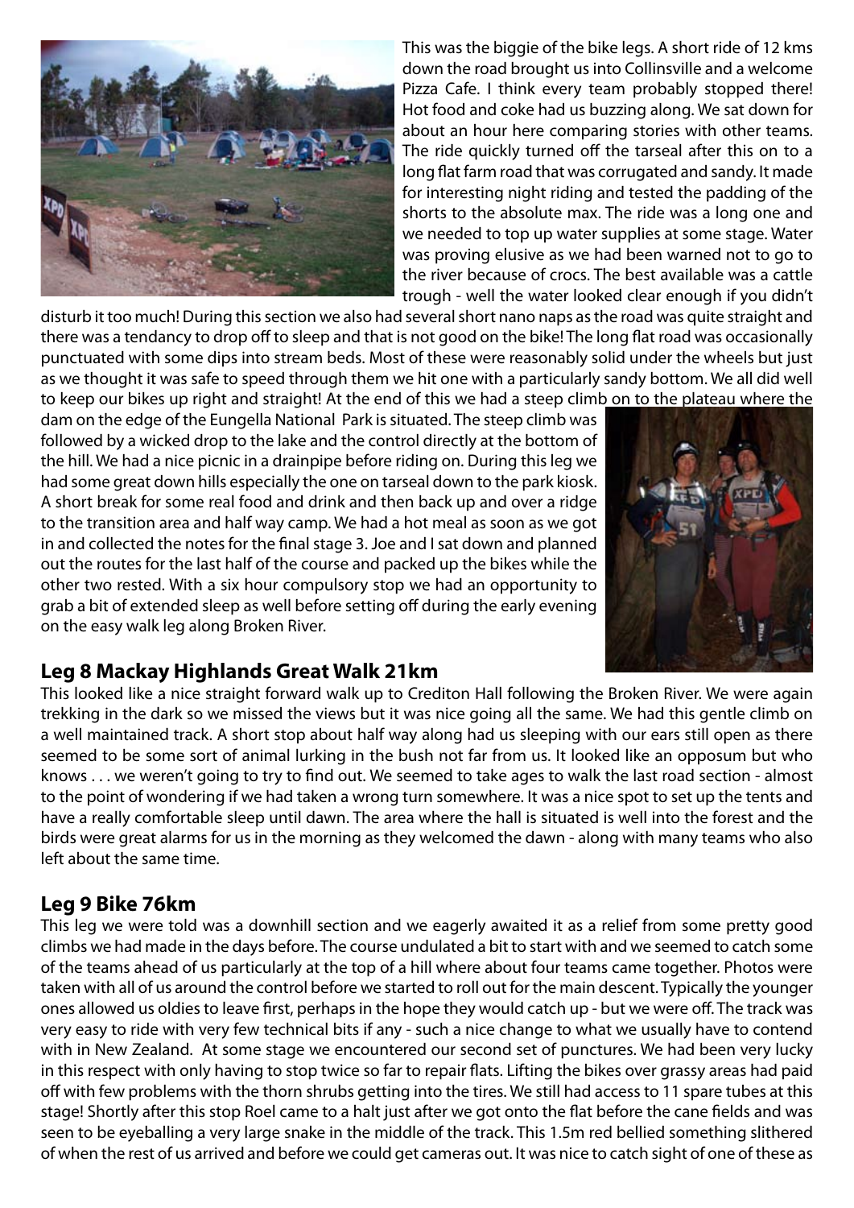This was the biggie of the bike legs. A short ride of 12 kms down the road brought us into Collinsville and a welcome Pizza Cafe. I think every team probably stopped there! Hot food and coke had us buzzing along. We sat down for about an hour here comparing stories with other teams. The ride quickly turned off the tarseal after this on to a long flat farm road that was corrugated and sandy. It made for interesting night riding and tested the padding of the shorts to the absolute max. The ride was a long one and we needed to top up water supplies at some stage. Water was proving elusive as we had been warned not to go to the river because of crocs. The best available was a cattle trough - well the water looked clear enough if you didn't disturb it too much! During this section we also had several short nano naps as the road was quite straight and there was a tendancy to drop off to sleep and that is not good on the bike! The long flat road was occasionally punctuated with some dips into stream beds. Most of these were reasonably solid under the wheels but just as we thought it was safe to speed through them we hit one with a particularly sandy bottom. We all did well to keep our bikes up right and straight! At the end of this we had a steep climb on to the plateau where the dam on the edge of the Eungella National Park is situated. The steep climb was followed by a wicked drop to the lake and the control directly at the bottom of the hill. We had a nice picnic in a drainpipe before riding on. During this leg we had some great down hills especially the one on tarseal down to the park kiosk. A short break for some real food and drink and then back up and over a ridge to the transition area and half way camp. We had a hot meal as soon as we got in and collected the notes for the final stage 3. Joe and I sat down and planned out the routes for the last half of the course and packed up the bikes while the other two rested. With a six hour compulsory stop we had an opportunity to grab a bit of extended sleep as well before setting off during the early evening on the easy walk leg along Broken River.

## Leg 8 Mackay Highlands Great Walk 21km

This looked like a nice straight forward walk up to Crediton Hall following the Broken River. We were again trekking in the dark so we missed the views but it was nice going all the same. We had this gentle climb on a well maintained track. A short stop about half way along had us sleeping with our ears still open as there seemed to be some sort of animal lurking in the bush not far from us. It looked like an opposum but who knows . . . we weren't going to try to find out. We seemed to take ages to walk the last road section - almost to the point of wondering if we had taken a wrong turn somewhere. It was a nice spot to set up the tents and have a really comfortable sleep until dawn. The area where the hall is situated is well into the forest and the birds were great alarms for us in the morning as they welcomed the dawn - along with many teams who also left about the same time.

## Leg 9 Bike 76km

This leg we were told was a downhill section and we eagerly awaited it as a relief from some pretty good climbs we had made in the days before. The course undulated a bit to start with and we seemed to catch some of the teams ahead of us particularly at the top of a hill where about four teams came together. Photos were taken with all of us around the control before we started to roll out for the main descent. Typically the younger ones allowed us oldies to leave first, perhaps in the hope they would catch up - but we were off. The track was very easy to ride with very few technical bits if any - such a nice change to what we usually have to contend with in New Zealand. At some stage we encountered our second set of punctures. We had been very lucky in this respect with only having to stop twice so far to repair flats. Lifting the bikes over grassy areas had paid off with few problems with the thorn shrubs getting into the tires. We still had access to 11 spare tubes at this stage! Shortly after this stop Roel came to a halt just after we got onto the flat before the cane fields and was seen to be eyeballing a very large snake in the middle of the track. This 1.5m red bellied something slithered of when the rest of us arrived and before we could get cameras out. It was nice to catch sight of one of these as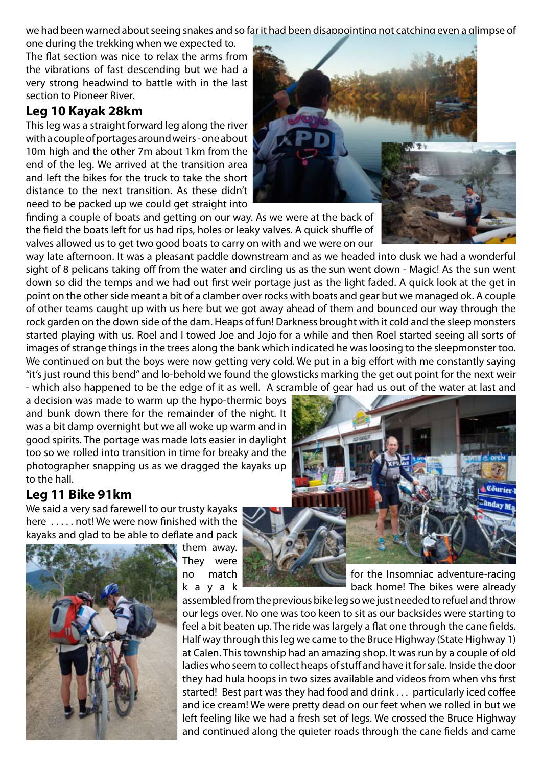we had been warned about seeing snakes and so far it had been disappointing not catching even a glimpse of one during the trekking when we expected to.

The flat section was nice to relax the arms from the vibrations of fast descending but we had a very strong headwind to battle with in the last section to Pioneer River.

## Leg 10 Kayak 28km

This leg was a straight forward leg along the river with a couple of portages around weirs - one about 10m high and the other 7m about 1km from the end of the leg. We arrived at the transition area and left the bikes for the truck to take the short distance to the next transition. As these didn't need to be packed up we could get straight into finding a couple of boats and getting on our way. As we were at the back of the field the boats left for us had rips, holes or leaky valves. A quick shuffle of valves allowed us to get two good boats to carry on with and we were on our way late afternoon. It was a pleasant paddle downstream and as we headed into dusk we had a wonderful sight of 8 pelicans taking off from the water and circling us as the sun went down - Magic! As the sun went down so did the temps and we had out first weir portage just as the light faded. A quick look at the get in point on the other side meant a bit of a clamber over rocks with boats and gear but we managed ok. A couple of other teams caught up with us here but we got away ahead of them and bounced our way through the rock garden on the down side of the dam. Heaps of fun! Darkness brought with it cold and the sleep monsters started playing with us. Roel and I towed Joe and Jojo for a while and then Roel started seeing all sorts of images of strange things in the trees along the bank which indicated he was loosing to the sleepmonster too. We continued on but the boys were now getting very cold. We put in a big effort with me constantly saying "it's just round this bend" and lo-behold we found the glowsticks marking the get out point for the next weir - which also happened to be the edge of it as well. A scramble of gear had us out of the water at last and a decision was made to warm up the hypo-thermic boys and bunk down there for the remainder of the night. It was a bit damp overnight but we all woke up warm and in good spirits. The portage was made lots easier in daylight too so we rolled into transition in time for breaky and the photographer snapping us as we dragged the kayaks up to the hall.

## Leg 11 Bike 91km

We said a very sad farewell to our trusty kayaks here ..... not! We were now finished with the kayaks and glad to be able to deflate and pack them away. They were no match for the Insomniac adventure-racing kayak back home! The bikes were already assembled from the previous bike leg so we just needed to refuel and throw our legs over. No one was too keen to sit as our backsides were starting to feel a bit beaten up. The ride was largely a flat one through the cane fields. Half way through this leg we came to the Bruce Highway (State Highway 1) at Calen. This township had an amazing shop. It was run by a couple of old ladies who seem to collect heaps of stuff and have it for sale. Inside the door they had hula hoops in two sizes available and videos from when vhs first started! Best part was they had food and drink . . . particularly iced coffee and ice cream! We were pretty dead on our feet when we rolled in but we left feeling like we had a fresh set of legs. We crossed the Bruce Highway and continued along the quieter roads through the cane fields and came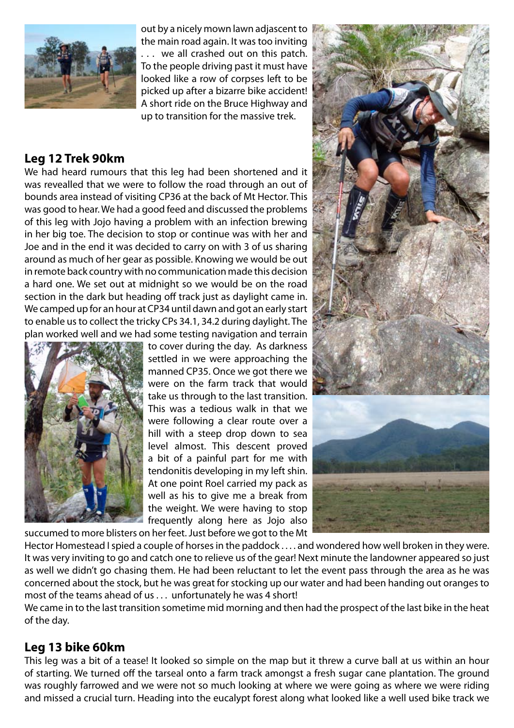out by a nicely mown lawn adjascent to the main road again. It was too inviting . . . we all crashed out on this patch. To the people driving past it must have looked like a row of corpses left to be picked up after a bizarre bike accident! A short ride on the Bruce Highway and up to transition for the massive trek.

## Leg 12 Trek 90km

We had heard rumours that this leg had been shortened and it was revealled that we were to follow the road through an out of bounds area instead of visiting CP36 at the back of Mt Hector. This was good to hear. We had a good feed and discussed the problems of this leg with Jojo having a problem with an infection brewing in her big toe. The decision to stop or continue was with her and Joe and in the end it was decided to carry on with 3 of us sharing around as much of her gear as possible. Knowing we would be out in remote back country with no communication made this decision a hard one. We set out at midnight so we would be on the road section in the dark but heading off track just as daylight came in. We camped up for an hour at CP34 until dawn and got an early start to enable us to collect the tricky CPs 34.1, 34.2 during daylight. The plan worked well and we had some testing navigation and terrain to cover during the day. As darkness settled in we were approaching the manned CP35. Once we got there we were on the farm track that would take us through to the last transition. This was a tedious walk in that we were following a clear route over a hill with a steep drop down to sea level almost. This descent proved a bit of a painful part for me with tendonitis developing in my left shin. At one point Roel carried my pack as well as his to give me a break from the weight. We were having to stop frequently along here as Jojo also succumed to more blisters on her feet. Just before we got to the Mt Hector Homestead I spied a couple of horses in the paddock . . . . and wondered how well broken in they were. It was very inviting to go and catch one to relieve us of the gear! Next minute the landowner appeared so just as well we didn't go chasing them. He had been reluctant to let the event pass through the area as he was concerned about the stock, but he was great for stocking up our water and had been handing out oranges to most of the teams ahead of us . . . unfortunately he was 4 short!

We came in to the last transition sometime mid morning and then had the prospect of the last bike in the heat of the day.

## Leg 13 bike 60km

This leg was a bit of a tease! It looked so simple on the map but it threw a curve ball at us within an hour of starting. We turned off the tarseal onto a farm track amongst a fresh sugar cane plantation. The ground was roughly farrowed and we were not so much looking at where we were going as where we were riding and missed a crucial turn. Heading into the eucalypt forest along what looked like a well used bike track we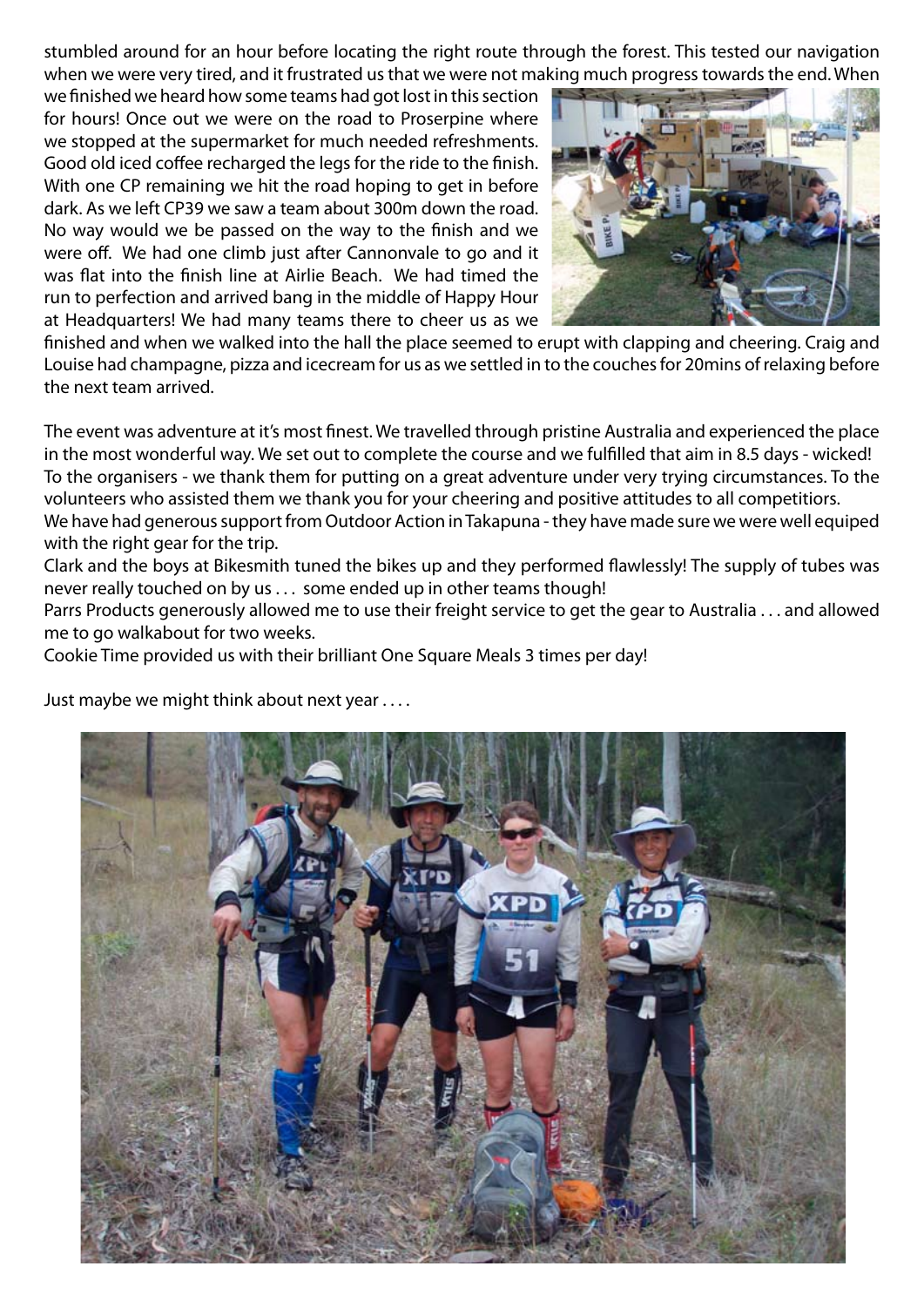stumbled around for an hour before locating the right route through the forest. This tested our navigation when we were very tired, and it frustrated us that we were not making much progress towards the end. When we finished we heard how some teams had got lost in this section for hours! Once out we were on the road to Proserpine where we stopped at the supermarket for much needed refreshments. Good old iced coffee recharged the legs for the ride to the finish. With one CP remaining we hit the road hoping to get in before dark. As we left CP39 we saw a team about 300m down the road. No way would we be passed on the way to the finish and we were off. We had one climb just after Cannonvale to go and it was flat into the finish line at Airlie Beach. We had timed the run to perfection and arrived bang in the middle of Happy Hour at Headquarters! We had many teams there to cheer us as we finished and when we walked into the hall the place seemed to erupt with clapping and cheering. Craig and Louise had champagne, pizza and icecream for us as we settled in to the couches for 20mins of relaxing before the next team arrived.

The event was adventure at it's most finest. We travelled through pristine Australia and experienced the place in the most wonderful way. We set out to complete the course and we fulfilled that aim in 8.5 days - wicked!
To the organisers - we thank them for putting on a great adventure under very trying circumstances. To the volunteers who assisted them we thank you for your cheering and positive attitudes to all competitiors.
We have had generous support from Outdoor Action in Takapuna - they have made sure we were well equiped with the right gear for the trip.
Clark and the boys at Bikesmith tuned the bikes up and they performed flawlessly! The supply of tubes was never really touched on by us . . . some ended up in other teams though!
Parrs Products generously allowed me to use their freight service to get the gear to Australia . . . and allowed me to go walkabout for two weeks.
Cookie Time provided us with their brilliant One Square Meals 3 times per day!

Just maybe we might think about next year . . . .